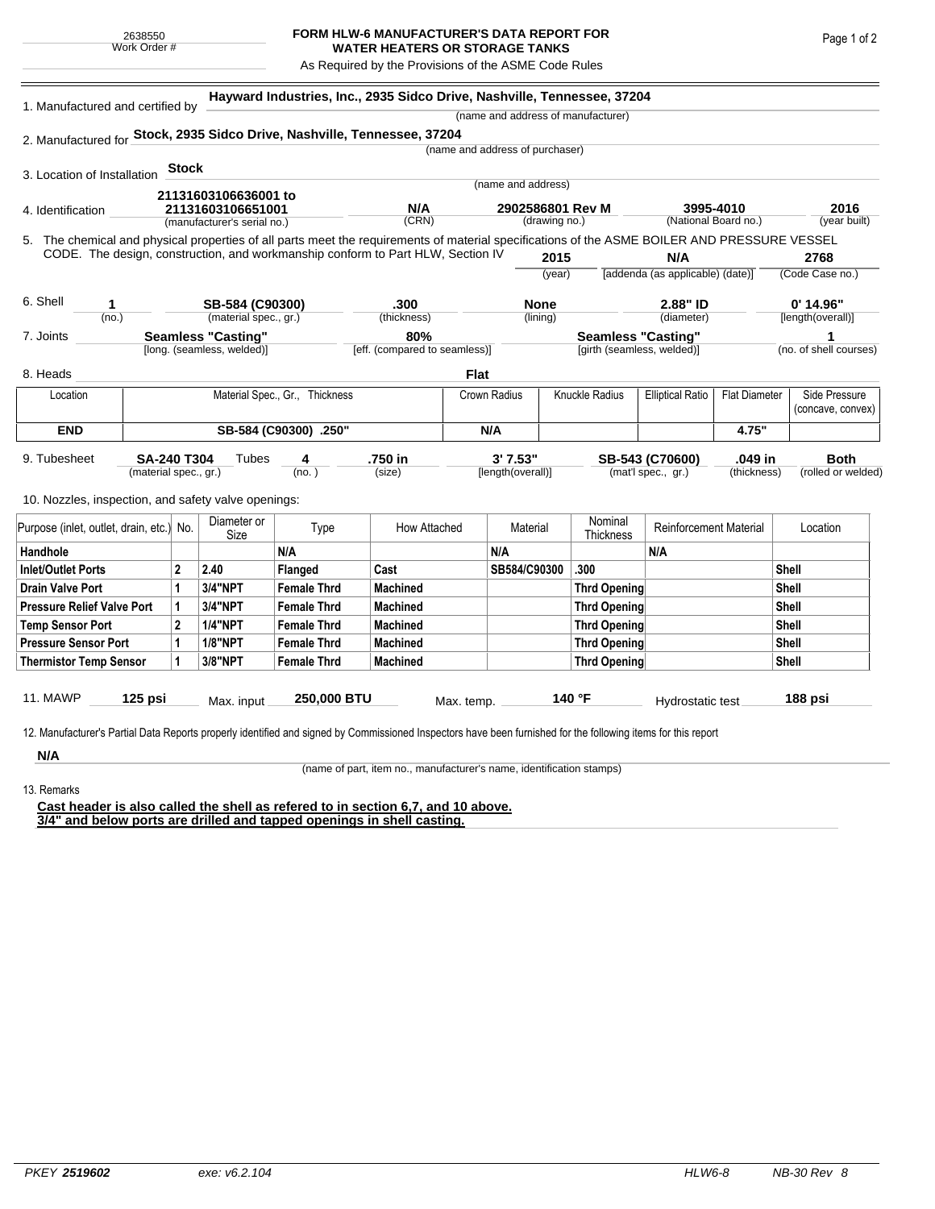2638550
Work Order #

# FORM HLW-6 MANUFACTURER'S DATA REPORT FOR WATER HEATERS OR STORAGE TANKS

As Required by the Provisions of the ASME Code Rules

1. Manufactured and certified by **Hayward Industries, Inc., 2935 Sidco Drive, Nashville, Tennessee, 37204**
(name and address of manufacturer)

2. Manufactured for **Stock, 2935 Sidco Drive, Nashville, Tennessee, 37204**
(name and address of purchaser)

3. Location of Installation **Stock**
(name and address)

4. Identification **21131603106636001 to 21131603106651001** (manufacturer's serial no.) **N/A** (CRN) **2902586801 Rev M** (drawing no.) **3995-4010** (National Board no.) **2016** (year built)

5. The chemical and physical properties of all parts meet the requirements of material specifications of the ASME BOILER AND PRESSURE VESSEL CODE. The design, construction, and workmanship conform to Part HLW, Section IV **2015** (year) **N/A** [addenda (as applicable) (date)] **2768** (Code Case no.)

6. Shell **1** (no.) **SB-584 (C90300)** (material spec., gr.) **.300** (thickness) **None** (lining) **2.88" ID** (diameter) **0' 14.96"** [length(overall)]

7. Joints **Seamless "Casting"** [long. (seamless, welded)] **80%** [eff. (compared to seamless)] **Seamless "Casting"** [girth (seamless, welded)] **1** (no. of shell courses)

8. Heads **Flat**

| Location | Material Spec., Gr., Thickness | Crown Radius | Knuckle Radius | Elliptical Ratio | Flat Diameter | Side Pressure (concave, convex) |
|---|---|---|---|---|---|---|
| **END** | **SB-584 (C90300) .250"** | **N/A** | | | **4.75"** | |

9. Tubesheet **SA-240 T304** (material spec., gr.) Tubes **4** (no.) **.750 in** (size) **3' 7.53"** [length(overall)] **SB-543 (C70600)** (mat'l spec., gr.) **.049 in** (thickness) **Both** (rolled or welded)

10. Nozzles, inspection, and safety valve openings:

| Purpose (inlet, outlet, drain, etc.) | No. | Diameter or Size | Type | How Attached | Material | Nominal Thickness | Reinforcement Material | Location |
|---|---|---|---|---|---|---|---|---|
| **Handhole** | | | **N/A** | | **N/A** | | **N/A** | |
| **Inlet/Outlet Ports** | **2** | **2.40** | **Flanged** | **Cast** | **SB584/C90300** | **.300** | | **Shell** |
| **Drain Valve Port** | **1** | **3/4"NPT** | **Female Thrd** | **Machined** | | **Thrd Opening** | | **Shell** |
| **Pressure Relief Valve Port** | **1** | **3/4"NPT** | **Female Thrd** | **Machined** | | **Thrd Opening** | | **Shell** |
| **Temp Sensor Port** | **2** | **1/4"NPT** | **Female Thrd** | **Machined** | | **Thrd Opening** | | **Shell** |
| **Pressure Sensor Port** | **1** | **1/8"NPT** | **Female Thrd** | **Machined** | | **Thrd Opening** | | **Shell** |
| **Thermistor Temp Sensor** | **1** | **3/8"NPT** | **Female Thrd** | **Machined** | | **Thrd Opening** | | **Shell** |

11. MAWP **125 psi** Max. input **250,000 BTU** Max. temp. **140 °F** Hydrostatic test **188 psi**

12. Manufacturer's Partial Data Reports properly identified and signed by Commissioned Inspectors have been furnished for the following items for this report

**N/A**
(name of part, item no., manufacturer's name, identification stamps)

13. Remarks

**Cast header is also called the shell as refered to in section 6,7, and 10 above.**
**3/4" and below ports are drilled and tapped openings in shell casting.**

PKEY **2519602** exe: v6.2.104 HLW6-8 NB-30 Rev 8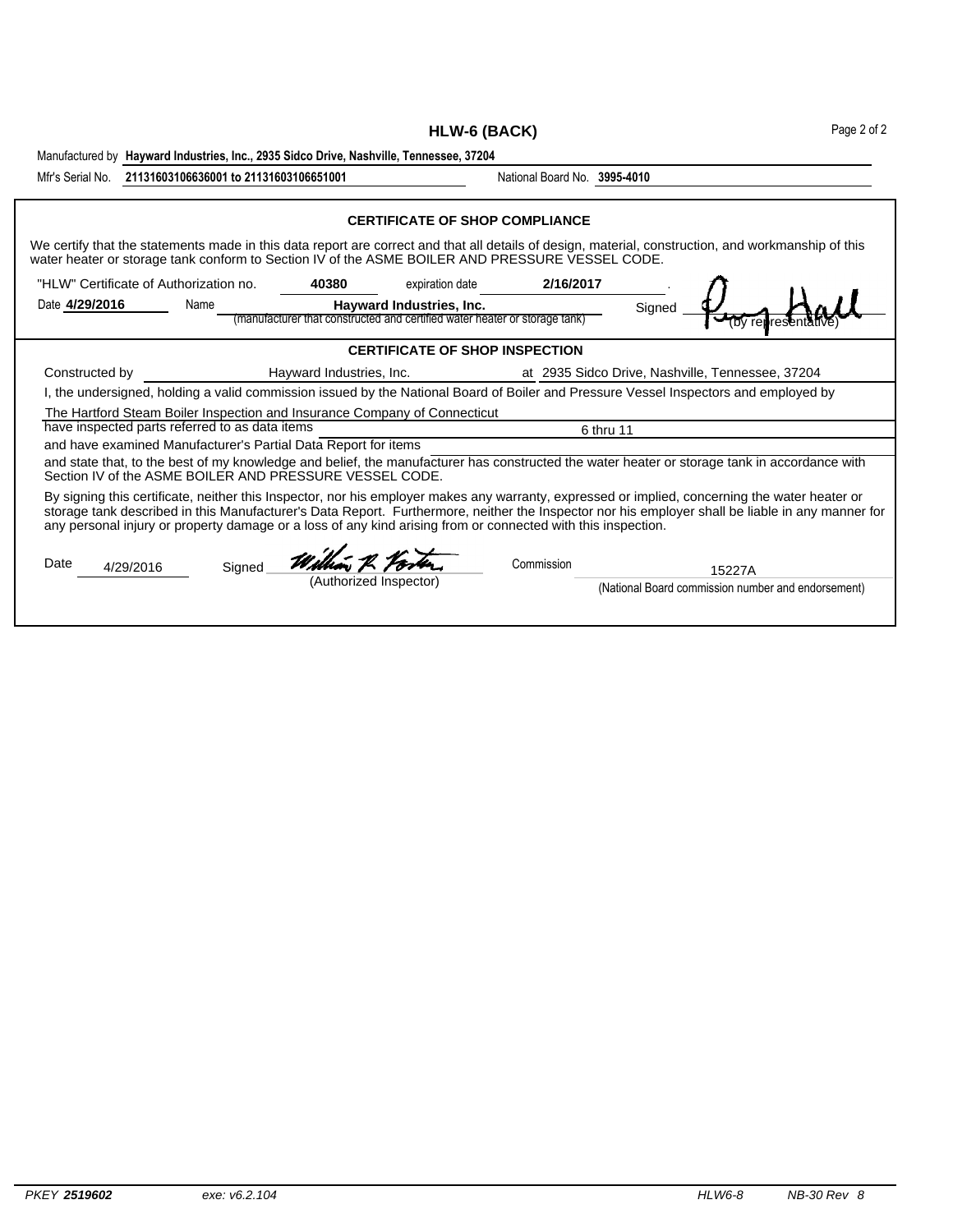# HLW-6 (BACK)

Manufactured by **Hayward Industries, Inc., 2935 Sidco Drive, Nashville, Tennessee, 37204**

Mfr's Serial No. **21131603106636001 to 21131603106651001** National Board No. **3995-4010**

## CERTIFICATE OF SHOP COMPLIANCE

We certify that the statements made in this data report are correct and that all details of design, material, construction, and workmanship of this water heater or storage tank conform to Section IV of the ASME BOILER AND PRESSURE VESSEL CODE.

"HLW" Certificate of Authorization no. **40380** expiration date **2/16/2017**.

Date **4/29/2016** Name **Hayward Industries, Inc.** (manufacturer that constructed and certified water heater or storage tank) Signed Perry Hall (by representative)

## CERTIFICATE OF SHOP INSPECTION

Constructed by Hayward Industries, Inc. at 2935 Sidco Drive, Nashville, Tennessee, 37204

I, the undersigned, holding a valid commission issued by the National Board of Boiler and Pressure Vessel Inspectors and employed by The Hartford Steam Boiler Inspection and Insurance Company of Connecticut

have inspected parts referred to as data items 6 thru 11

and have examined Manufacturer's Partial Data Report for items

and state that, to the best of my knowledge and belief, the manufacturer has constructed the water heater or storage tank in accordance with Section IV of the ASME BOILER AND PRESSURE VESSEL CODE.

By signing this certificate, neither this Inspector, nor his employer makes any warranty, expressed or implied, concerning the water heater or storage tank described in this Manufacturer's Data Report. Furthermore, neither the Inspector nor his employer shall be liable in any manner for any personal injury or property damage or a loss of any kind arising from or connected with this inspection.

Date 4/29/2016 Signed William R. Foster (Authorized Inspector) Commission 15227A (National Board commission number and endorsement)

PKEY 2519602 exe: v6.2.104 HLW6-8 NB-30 Rev 8